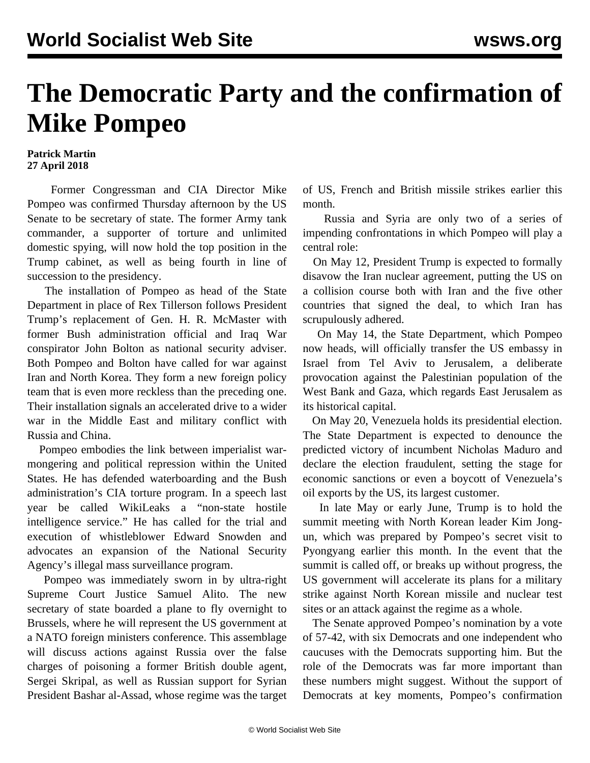# The Democratic Party and the confirmation of Mike Pompeo

**Patrick Martin**
**27 April 2018**

Former Congressman and CIA Director Mike Pompeo was confirmed Thursday afternoon by the US Senate to be secretary of state. The former Army tank commander, a supporter of torture and unlimited domestic spying, will now hold the top position in the Trump cabinet, as well as being fourth in line of succession to the presidency.

The installation of Pompeo as head of the State Department in place of Rex Tillerson follows President Trump's replacement of Gen. H. R. McMaster with former Bush administration official and Iraq War conspirator John Bolton as national security adviser. Both Pompeo and Bolton have called for war against Iran and North Korea. They form a new foreign policy team that is even more reckless than the preceding one. Their installation signals an accelerated drive to a wider war in the Middle East and military conflict with Russia and China.

Pompeo embodies the link between imperialist war-mongering and political repression within the United States. He has defended waterboarding and the Bush administration's CIA torture program. In a speech last year be called WikiLeaks a "non-state hostile intelligence service." He has called for the trial and execution of whistleblower Edward Snowden and advocates an expansion of the National Security Agency's illegal mass surveillance program.

Pompeo was immediately sworn in by ultra-right Supreme Court Justice Samuel Alito. The new secretary of state boarded a plane to fly overnight to Brussels, where he will represent the US government at a NATO foreign ministers conference. This assemblage will discuss actions against Russia over the false charges of poisoning a former British double agent, Sergei Skripal, as well as Russian support for Syrian President Bashar al-Assad, whose regime was the target of US, French and British missile strikes earlier this month.

Russia and Syria are only two of a series of impending confrontations in which Pompeo will play a central role:

On May 12, President Trump is expected to formally disavow the Iran nuclear agreement, putting the US on a collision course both with Iran and the five other countries that signed the deal, to which Iran has scrupulously adhered.

On May 14, the State Department, which Pompeo now heads, will officially transfer the US embassy in Israel from Tel Aviv to Jerusalem, a deliberate provocation against the Palestinian population of the West Bank and Gaza, which regards East Jerusalem as its historical capital.

On May 20, Venezuela holds its presidential election. The State Department is expected to denounce the predicted victory of incumbent Nicholas Maduro and declare the election fraudulent, setting the stage for economic sanctions or even a boycott of Venezuela's oil exports by the US, its largest customer.

In late May or early June, Trump is to hold the summit meeting with North Korean leader Kim Jong-un, which was prepared by Pompeo's secret visit to Pyongyang earlier this month. In the event that the summit is called off, or breaks up without progress, the US government will accelerate its plans for a military strike against North Korean missile and nuclear test sites or an attack against the regime as a whole.

The Senate approved Pompeo's nomination by a vote of 57-42, with six Democrats and one independent who caucuses with the Democrats supporting him. But the role of the Democrats was far more important than these numbers might suggest. Without the support of Democrats at key moments, Pompeo's confirmation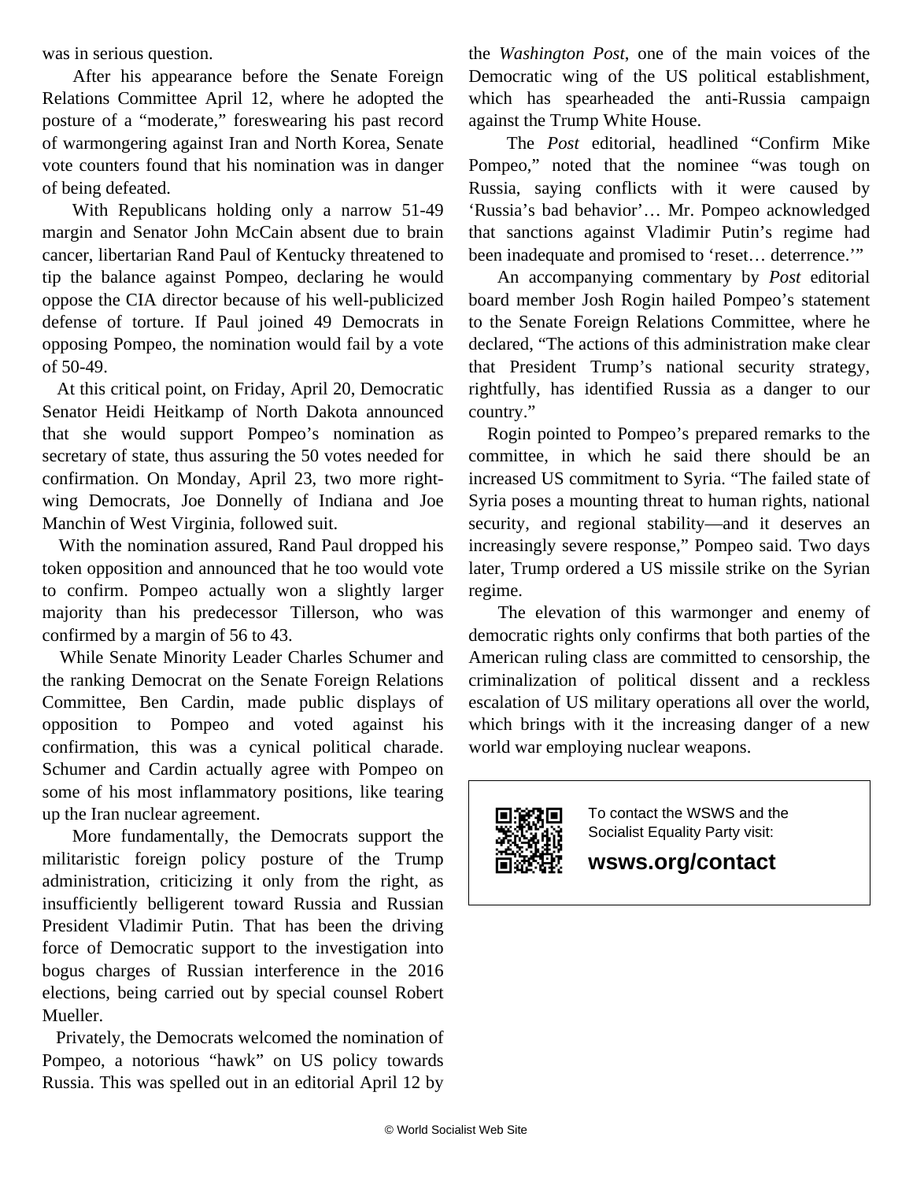was in serious question.

After his appearance before the Senate Foreign Relations Committee April 12, where he adopted the posture of a "moderate," foreswearing his past record of warmongering against Iran and North Korea, Senate vote counters found that his nomination was in danger of being defeated.

With Republicans holding only a narrow 51-49 margin and Senator John McCain absent due to brain cancer, libertarian Rand Paul of Kentucky threatened to tip the balance against Pompeo, declaring he would oppose the CIA director because of his well-publicized defense of torture. If Paul joined 49 Democrats in opposing Pompeo, the nomination would fail by a vote of 50-49.

At this critical point, on Friday, April 20, Democratic Senator Heidi Heitkamp of North Dakota announced that she would support Pompeo's nomination as secretary of state, thus assuring the 50 votes needed for confirmation. On Monday, April 23, two more right-wing Democrats, Joe Donnelly of Indiana and Joe Manchin of West Virginia, followed suit.

With the nomination assured, Rand Paul dropped his token opposition and announced that he too would vote to confirm. Pompeo actually won a slightly larger majority than his predecessor Tillerson, who was confirmed by a margin of 56 to 43.

While Senate Minority Leader Charles Schumer and the ranking Democrat on the Senate Foreign Relations Committee, Ben Cardin, made public displays of opposition to Pompeo and voted against his confirmation, this was a cynical political charade. Schumer and Cardin actually agree with Pompeo on some of his most inflammatory positions, like tearing up the Iran nuclear agreement.

More fundamentally, the Democrats support the militaristic foreign policy posture of the Trump administration, criticizing it only from the right, as insufficiently belligerent toward Russia and Russian President Vladimir Putin. That has been the driving force of Democratic support to the investigation into bogus charges of Russian interference in the 2016 elections, being carried out by special counsel Robert Mueller.

Privately, the Democrats welcomed the nomination of Pompeo, a notorious "hawk" on US policy towards Russia. This was spelled out in an editorial April 12 by the *Washington Post*, one of the main voices of the Democratic wing of the US political establishment, which has spearheaded the anti-Russia campaign against the Trump White House.

The *Post* editorial, headlined "Confirm Mike Pompeo," noted that the nominee "was tough on Russia, saying conflicts with it were caused by 'Russia's bad behavior'… Mr. Pompeo acknowledged that sanctions against Vladimir Putin's regime had been inadequate and promised to 'reset… deterrence.'"

An accompanying commentary by *Post* editorial board member Josh Rogin hailed Pompeo's statement to the Senate Foreign Relations Committee, where he declared, "The actions of this administration make clear that President Trump's national security strategy, rightfully, has identified Russia as a danger to our country."

Rogin pointed to Pompeo's prepared remarks to the committee, in which he said there should be an increased US commitment to Syria. "The failed state of Syria poses a mounting threat to human rights, national security, and regional stability—and it deserves an increasingly severe response," Pompeo said. Two days later, Trump ordered a US missile strike on the Syrian regime.

The elevation of this warmonger and enemy of democratic rights only confirms that both parties of the American ruling class are committed to censorship, the criminalization of political dissent and a reckless escalation of US military operations all over the world, which brings with it the increasing danger of a new world war employing nuclear weapons.

To contact the WSWS and the Socialist Equality Party visit:

**wsws.org/contact**